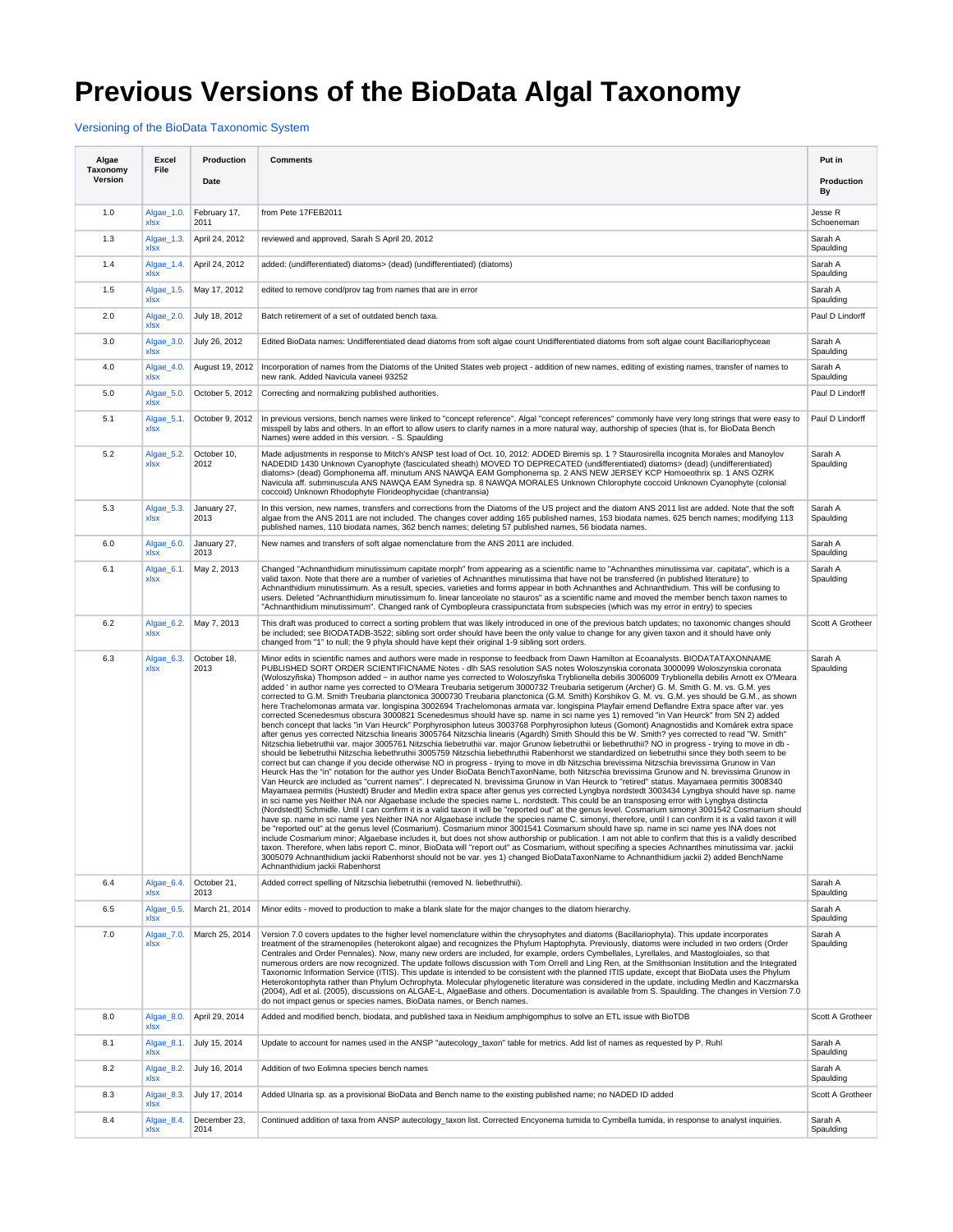# Previous Versions of the BioData Algal Taxonomy

Versioning of the BioData Taxonomic System

| Algae Taxonomy Version | Excel File | Production Date | Comments | Put in Production By |
|---|---|---|---|---|
| 1.0 | Algae_1.0.xlsx | February 17, 2011 | from Pete 17FEB2011 | Jesse R Schoeneman |
| 1.3 | Algae_1.3.xlsx | April 24, 2012 | reviewed and approved, Sarah S April 20, 2012 | Sarah A Spaulding |
| 1.4 | Algae_1.4.xlsx | April 24, 2012 | added: (undifferentiated) diatoms> (dead) (undifferentiated) (diatoms) | Sarah A Spaulding |
| 1.5 | Algae_1.5.xlsx | May 17, 2012 | edited to remove cond/prov tag from names that are in error | Sarah A Spaulding |
| 2.0 | Algae_2.0.xlsx | July 18, 2012 | Batch retirement of a set of outdated bench taxa. | Paul D Lindorff |
| 3.0 | Algae_3.0.xlsx | July 26, 2012 | Edited BioData names: Undifferentiated dead diatoms from soft algae count Undifferentiated diatoms from soft algae count Bacillariophyceae | Sarah A Spaulding |
| 4.0 | Algae_4.0.xlsx | August 19, 2012 | Incorporation of names from the Diatoms of the United States web project - addition of new names, editing of existing names, transfer of names to new rank. Added Navicula vaneei 93252 | Sarah A Spaulding |
| 5.0 | Algae_5.0.xlsx | October 5, 2012 | Correcting and normalizing published authorities. | Paul D Lindorff |
| 5.1 | Algae_5.1.xlsx | October 9, 2012 | In previous versions, bench names were linked to "concept reference". Algal "concept references" commonly have very long strings that were easy to misspell by labs and others. In an effort to allow users to clarify names in a more natural way, authorship of species (that is, for BioData Bench Names) were added in this version. - S. Spaulding | Paul D Lindorff |
| 5.2 | Algae_5.2.xlsx | October 10, 2012 | Made adjustments in response to Mitch's ANSP test load of Oct. 10, 2012: ADDED Biremis sp. 1 ? Staurosirella incognita Morales and Manoylov NADEDID 1430 Unknown Cyanophyte (fasciculated sheath) MOVED TO DEPRECATED (undifferentiated) diatoms> (dead) (undifferentiated) diatoms> (dead) Gomphonema aff. minutum ANS NAWQA EAM Gomphonema sp. 2 ANS NEW JERSEY KCP Homoeothrix sp. 1 ANS OZRK Navicula aff. subminuscula ANS NAWQA EAM Synedra sp. 8 NAWQA MORALES Unknown Chlorophyte coccoid Unknown Cyanophyte (colonial coccoid) Unknown Rhodophyte Florideophycidae (chantransia) | Sarah A Spaulding |
| 5.3 | Algae_5.3.xlsx | January 27, 2013 | In this version, new names, transfers and corrections from the Diatoms of the US project and the diatom ANS 2011 list are added. Note that the soft algae from the ANS 2011 are not included. The changes cover adding 165 published names, 153 biodata names, 625 bench names; modifying 113 published names, 110 biodata names, 362 bench names; deleting 57 published names, 56 biodata names. | Sarah A Spaulding |
| 6.0 | Algae_6.0.xlsx | January 27, 2013 | New names and transfers of soft algae nomenclature from the ANS 2011 are included. | Sarah A Spaulding |
| 6.1 | Algae_6.1.xlsx | May 2, 2013 | Changed "Achnanthidium minutissimum capitate morph" from appearing as a scientific name to "Achnanthes minutissima var. capitata", which is a valid taxon. Note that there are a number of varieties of Achnanthes minutissima that have not be transferred (in published literature) to Achnanthidium minutissimum. As a result, species, varieties and forms appear in both Achnanthes and Achnanthidium. This will be confusing to users. Deleted "Achnanthidium minutissimum fo. linear lanceolate no stauros" as a scientific name and moved the member bench taxon names to "Achnanthidium minutissimum". Changed rank of Cymbopleura crassipunctata from subspecies (which was my error in entry) to species | Sarah A Spaulding |
| 6.2 | Algae_6.2.xlsx | May 7, 2013 | This draft was produced to correct a sorting problem that was likely introduced in one of the previous batch updates; no taxonomic changes should be included; see BIODATADB-3522; sibling sort order should have been the only value to change for any given taxon and it should have only changed from "1" to null; the 9 phyla should have kept their original 1-9 sibling sort orders. | Scott A Grotheer |
| 6.3 | Algae_6.3.xlsx | October 18, 2013 | Minor edits in scientific names and authors were made in response to feedback from Dawn Hamilton at Ecoanalysts. BIODATATAXONNAME PUBLISHED SORT ORDER SCIENTIFICNAME Notes - dlh SAS resolution SAS notes Woloszynskia coronata 3000099 Woloszynskia coronata (Woloszyńska) Thompson added ~ in author name yes corrected to Woloszyñska Tryblionella debilis 3006009 Tryblionella debilis Arnott ex O'Meara added ' in author name yes corrected to O'Meara Treubaria setigerum 3000732 Treubaria setigerum (Archer) G. M. Smith G. M. vs. G.M. yes corrected to G.M. Smith Treubaria planctonica 3000730 Treubaria planctonica (G.M. Smith) Korshikov G. M. vs. G.M. yes should be G.M., as shown here Trachelomonas armata var. longispina 3002694 Trachelomonas armata var. longispina Playfair emend Deflandre Extra space after var. yes corrected Scenedesmus obscura 3000821 Scenedesmus should have sp. name in sci name yes 1) removed "in Van Heurck" from SN 2) added bench concept that lacks "in Van Heurck" Porphyrosiphon luteus 3003768 Porphyrosiphon luteus (Gomont) Anagnostidis and Komárek extra space after genus yes corrected Nitzschia linearis 3005764 Nitzschia linearis (Agardh) Smith Should this be W. Smith? yes corrected to read "W. Smith" Nitzschia liebetruthii var. major 3005761 Nitzschia liebetruthii var. major Grunow liebetruthii or liebethruthii? NO in progress - trying to move in db - should be liebetruthii Nitzschia liebethruthii 3005759 Nitzschia liebethruthii Rabenhorst we standardized on liebetruthii since they both seem to be correct but can change if you decide otherwise NO in progress - trying to move in db Nitzschia brevissima Nitzschia brevissima Grunow in Van Heurck Has the "in" notation for the author yes Under BioData BenchTaxonName, both Nitzschia brevissima Grunow and N. brevissima Grunow in Van Heurck are included as "current names". I deprecated N. brevissima Grunow in Van Heurck to "retired" status. Mayamaea permitis 3008340 Mayamaea permitis (Hustedt) Bruder and Medlin extra space after genus yes corrected Lyngbya nordstedt 3003434 Lyngbya should have sp. name in sci name yes Neither INA nor Algaebase include the species name L. nordstedt. This could be an transposing error with Lyngbya distincta (Nordstedt) Schmidle. Until I can confirm it is a valid taxon it will be "reported out" at the genus level. Cosmarium simonyi 3001542 Cosmarium should have sp. name in sci name yes Neither INA nor Algaebase include the species name C. simonyi, therefore, until I can confirm it is a valid taxon it will be "reported out" at the genus level (Cosmarium). Cosmarium minor 3001541 Cosmarium should have sp. name in sci name yes INA does not include Cosmarium minor; Algaebase includes it, but does not show authorship or publication. I am not able to confirm that this is a validly described taxon. Therefore, when labs report C. minor, BioData will "report out" as Cosmarium, without specifing a species Achnanthes minutissima var. jackii 3005079 Achnanthidium jackii Rabenhorst should not be var. yes 1) changed BioDataTaxonName to Achnanthidium jackii 2) added BenchName Achnanthidium jackii Rabenhorst | Sarah A Spaulding |
| 6.4 | Algae_6.4.xlsx | October 21, 2013 | Added correct spelling of Nitzschia liebetruthii (removed N. liebethruthii). | Sarah A Spaulding |
| 6.5 | Algae_6.5.xlsx | March 21, 2014 | Minor edits - moved to production to make a blank slate for the major changes to the diatom hierarchy. | Sarah A Spaulding |
| 7.0 | Algae_7.0.xlsx | March 25, 2014 | Version 7.0 covers updates to the higher level nomenclature within the chrysophytes and diatoms (Bacillariophyta). This update incorporates treatment of the stramenopiles (heterokont algae) and recognizes the Phylum Haptophyta. Previously, diatoms were included in two orders (Order Centrales and Order Pennales). Now, many new orders are included, for example, orders Cymbellales, Lyrellales, and Mastogloiales, so that numerous orders are now recognized. The update follows discussion with Tom Orrell and Ling Ren, at the Smithsonian Institution and the Integrated Taxonomic Information Service (ITIS). This update is intended to be consistent with the planned ITIS update, except that BioData uses the Phylum Heterokontophyta rather than Phylum Ochrophyta. Molecular phylogenetic literature was considered in the update, including Medlin and Kaczmarska (2004), Adl et al. (2005), discussions on ALGAE-L, AlgaeBase and others. Documentation is available from S. Spaulding. The changes in Version 7.0 do not impact genus or species names, BioData names, or Bench names. | Sarah A Spaulding |
| 8.0 | Algae_8.0.xlsx | April 29, 2014 | Added and modified bench, biodata, and published taxa in Neidium amphigomphus to solve an ETL issue with BioTDB | Scott A Grotheer |
| 8.1 | Algae_8.1.xlsx | July 15, 2014 | Update to account for names used in the ANSP "autecology_taxon" table for metrics. Add list of names as requested by P. Ruhl | Sarah A Spaulding |
| 8.2 | Algae_8.2.xlsx | July 16, 2014 | Addition of two Eolimna species bench names | Sarah A Spaulding |
| 8.3 | Algae_8.3.xlsx | July 17, 2014 | Added Ulnaria sp. as a provisional BioData and Bench name to the existing published name; no NADED ID added | Scott A Grotheer |
| 8.4 | Algae_8.4.xlsx | December 23, 2014 | Continued addition of taxa from ANSP autecology_taxon list. Corrected Encyonema tumida to Cymbella tumida, in response to analyst inquiries. | Sarah A Spaulding |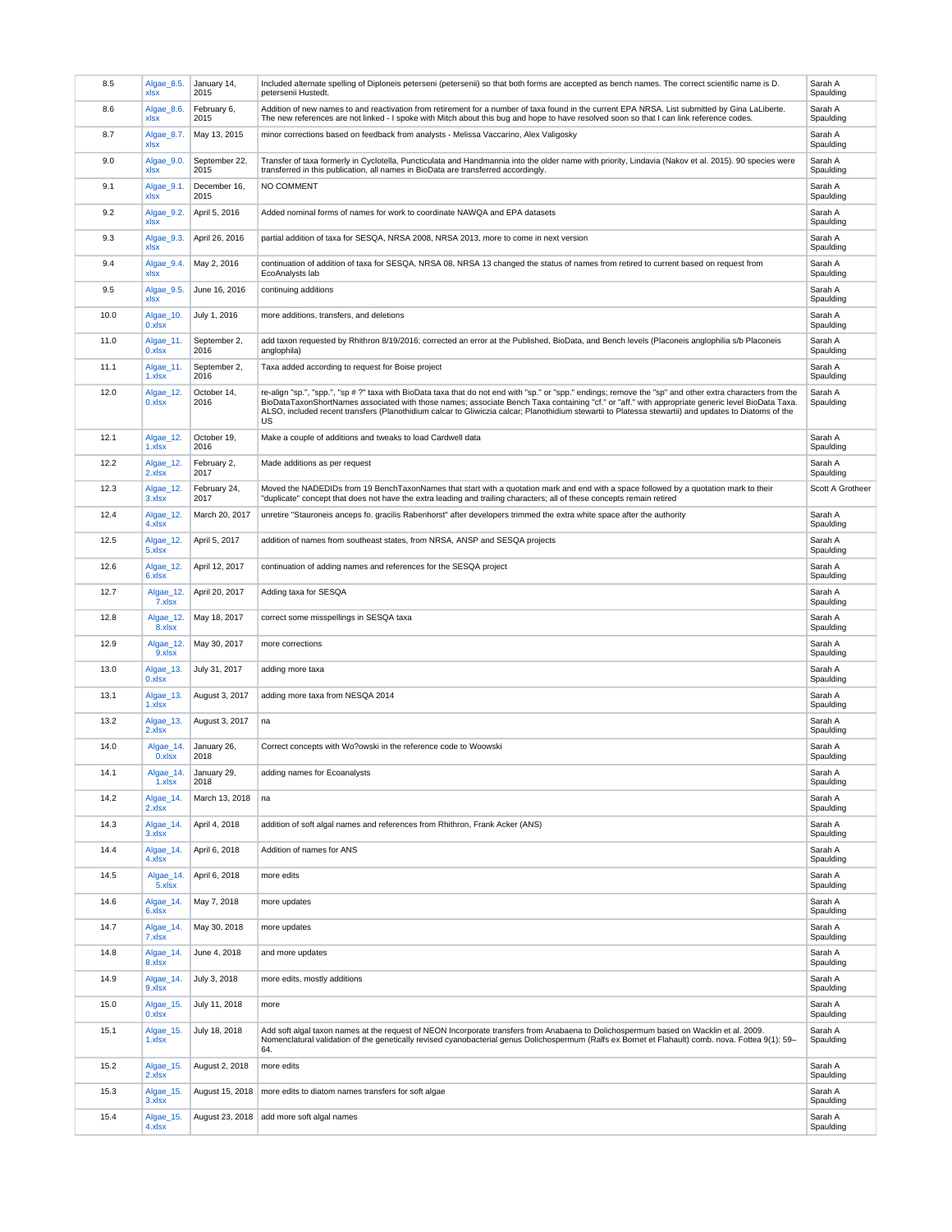| 8.5 | Algae_8.5.xlsx | January 14, 2015 | Included alternate spelling of Diploneis peterseni (petersenii) so that both forms are accepted as bench names. The correct scientific name is D. petersenii Hustedt. | Sarah A Spaulding |
|---|---|---|---|---|
| 8.6 | Algae_8.6.xlsx | February 6, 2015 | Addition of new names to and reactivation from retirement for a number of taxa found in the current EPA NRSA. List submitted by Gina LaLiberte. The new references are not linked - I spoke with Mitch about this bug and hope to have resolved soon so that I can link reference codes. | Sarah A Spaulding |
| 8.7 | Algae_8.7.xlsx | May 13, 2015 | minor corrections based on feedback from analysts - Melissa Vaccarino, Alex Valigosky | Sarah A Spaulding |
| 9.0 | Algae_9.0.xlsx | September 22, 2015 | Transfer of taxa formerly in Cyclotella, Puncticulata and Handmannia into the older name with priority, Lindavia (Nakov et al. 2015). 90 species were transferred in this publication, all names in BioData are transferred accordingly. | Sarah A Spaulding |
| 9.1 | Algae_9.1.xlsx | December 16, 2015 | NO COMMENT | Sarah A Spaulding |
| 9.2 | Algae_9.2.xlsx | April 5, 2016 | Added nominal forms of names for work to coordinate NAWQA and EPA datasets | Sarah A Spaulding |
| 9.3 | Algae_9.3.xlsx | April 26, 2016 | partial addition of taxa for SESQA, NRSA 2008, NRSA 2013, more to come in next version | Sarah A Spaulding |
| 9.4 | Algae_9.4.xlsx | May 2, 2016 | continuation of addition of taxa for SESQA, NRSA 08, NRSA 13 changed the status of names from retired to current based on request from EcoAnalysts lab | Sarah A Spaulding |
| 9.5 | Algae_9.5.xlsx | June 16, 2016 | continuing additions | Sarah A Spaulding |
| 10.0 | Algae_10.0.xlsx | July 1, 2016 | more additions, transfers, and deletions | Sarah A Spaulding |
| 11.0 | Algae_11.0.xlsx | September 2, 2016 | add taxon requested by Rhithron 8/19/2016; corrected an error at the Published, BioData, and Bench levels (Placoneis anglophilia s/b Placoneis anglophila) | Sarah A Spaulding |
| 11.1 | Algae_11.1.xlsx | September 2, 2016 | Taxa added according to request for Boise project | Sarah A Spaulding |
| 12.0 | Algae_12.0.xlsx | October 14, 2016 | re-align "sp.", "spp.", "sp # ?" taxa with BioData taxa that do not end with "sp." or "spp." endings; remove the "sp" and other extra characters from the BioDataTaxonShortNames associated with those names; associate Bench Taxa containing "cf." or "aff." with appropriate generic level BioData Taxa. ALSO, included recent transfers (Planothidium calcar to Gliwiczia calcar; Planothidium stewartii to Platessa stewartii) and updates to Diatoms of the US | Sarah A Spaulding |
| 12.1 | Algae_12.1.xlsx | October 19, 2016 | Make a couple of additions and tweaks to load Cardwell data | Sarah A Spaulding |
| 12.2 | Algae_12.2.xlsx | February 2, 2017 | Made additions as per request | Sarah A Spaulding |
| 12.3 | Algae_12.3.xlsx | February 24, 2017 | Moved the NADEDIDs from 19 BenchTaxonNames that start with a quotation mark and end with a space followed by a quotation mark to their "duplicate" concept that does not have the extra leading and trailing characters; all of these concepts remain retired | Scott A Grotheer |
| 12.4 | Algae_12.4.xlsx | March 20, 2017 | unretire "Stauroneis anceps fo. gracilis Rabenhorst" after developers trimmed the extra white space after the authority | Sarah A Spaulding |
| 12.5 | Algae_12.5.xlsx | April 5, 2017 | addition of names from southeast states, from NRSA, ANSP and SESQA projects | Sarah A Spaulding |
| 12.6 | Algae_12.6.xlsx | April 12, 2017 | continuation of adding names and references for the SESQA project | Sarah A Spaulding |
| 12.7 | Algae_12.7.xlsx | April 20, 2017 | Adding taxa for SESQA | Sarah A Spaulding |
| 12.8 | Algae_12.8.xlsx | May 18, 2017 | correct some misspellings in SESQA taxa | Sarah A Spaulding |
| 12.9 | Algae_12.9.xlsx | May 30, 2017 | more corrections | Sarah A Spaulding |
| 13.0 | Algae_13.0.xlsx | July 31, 2017 | adding more taxa | Sarah A Spaulding |
| 13.1 | Algae_13.1.xlsx | August 3, 2017 | adding more taxa from NESQA 2014 | Sarah A Spaulding |
| 13.2 | Algae_13.2.xlsx | August 3, 2017 | na | Sarah A Spaulding |
| 14.0 | Algae_14.0.xlsx | January 26, 2018 | Correct concepts with Wo?owski in the reference code to Woowski | Sarah A Spaulding |
| 14.1 | Algae_14.1.xlsx | January 29, 2018 | adding names for Ecoanalysts | Sarah A Spaulding |
| 14.2 | Algae_14.2.xlsx | March 13, 2018 | na | Sarah A Spaulding |
| 14.3 | Algae_14.3.xlsx | April 4, 2018 | addition of soft algal names and references from Rhithron, Frank Acker (ANS) | Sarah A Spaulding |
| 14.4 | Algae_14.4.xlsx | April 6, 2018 | Addition of names for ANS | Sarah A Spaulding |
| 14.5 | Algae_14.5.xlsx | April 6, 2018 | more edits | Sarah A Spaulding |
| 14.6 | Algae_14.6.xlsx | May 7, 2018 | more updates | Sarah A Spaulding |
| 14.7 | Algae_14.7.xlsx | May 30, 2018 | more updates | Sarah A Spaulding |
| 14.8 | Algae_14.8.xlsx | June 4, 2018 | and more updates | Sarah A Spaulding |
| 14.9 | Algae_14.9.xlsx | July 3, 2018 | more edits, mostly additions | Sarah A Spaulding |
| 15.0 | Algae_15.0.xlsx | July 11, 2018 | more | Sarah A Spaulding |
| 15.1 | Algae_15.1.xlsx | July 18, 2018 | Add soft algal taxon names at the request of NEON Incorporate transfers from Anabaena to Dolichospermum based on Wacklin et al. 2009. Nomenclatural validation of the genetically revised cyanobacterial genus Dolichospermum (Ralfs ex Bornet et Flahault) comb. nova. Fottea 9(1): 59–64. | Sarah A Spaulding |
| 15.2 | Algae_15.2.xlsx | August 2, 2018 | more edits | Sarah A Spaulding |
| 15.3 | Algae_15.3.xlsx | August 15, 2018 | more edits to diatom names transfers for soft algae | Sarah A Spaulding |
| 15.4 | Algae_15.4.xlsx | August 23, 2018 | add more soft algal names | Sarah A Spaulding |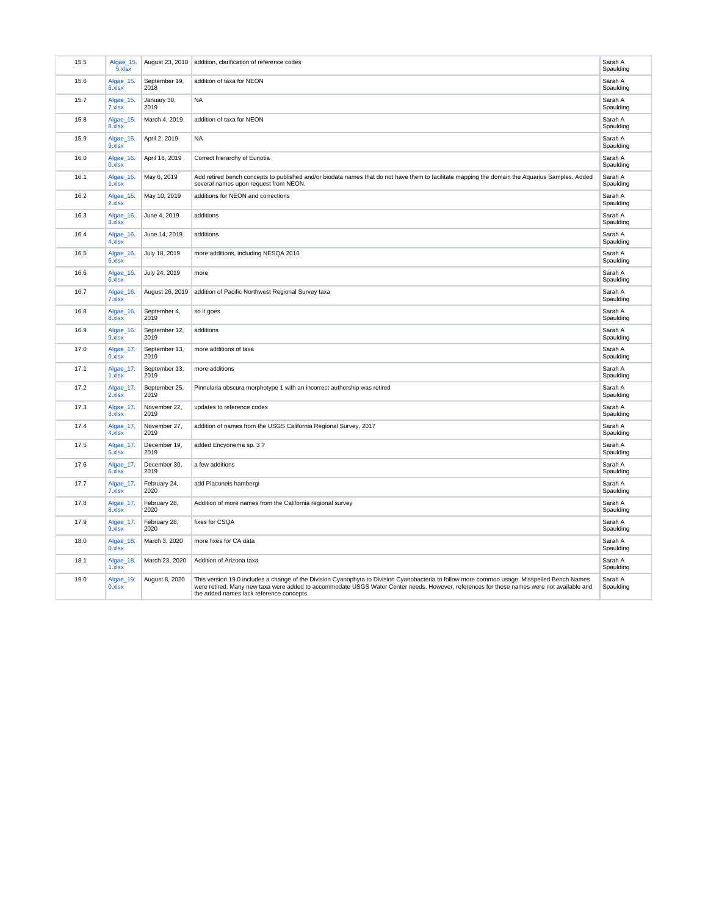| | | | | |
|---|---|---|---|---|
| 15.5 | Algae_15.5.xlsx | August 23, 2018 | addition, clarification of reference codes | Sarah A Spaulding |
| 15.6 | Algae_15.6.xlsx | September 19, 2018 | addition of taxa for NEON | Sarah A Spaulding |
| 15.7 | Algae_15.7.xlsx | January 30, 2019 | NA | Sarah A Spaulding |
| 15.8 | Algae_15.8.xlsx | March 4, 2019 | addition of taxa for NEON | Sarah A Spaulding |
| 15.9 | Algae_15.9.xlsx | April 2, 2019 | NA | Sarah A Spaulding |
| 16.0 | Algae_16.0.xlsx | April 18, 2019 | Correct hierarchy of Eunotia | Sarah A Spaulding |
| 16.1 | Algae_16.1.xlsx | May 6, 2019 | Add retired bench concepts to published and/or biodata names that do not have them to facilitate mapping the domain the Aquarius Samples. Added several names upon request from NEON. | Sarah A Spaulding |
| 16.2 | Algae_16.2.xlsx | May 10, 2019 | additions for NEON and corrections | Sarah A Spaulding |
| 16.3 | Algae_16.3.xlsx | June 4, 2019 | additions | Sarah A Spaulding |
| 16.4 | Algae_16.4.xlsx | June 14, 2019 | additions | Sarah A Spaulding |
| 16.5 | Algae_16.5.xlsx | July 18, 2019 | more additions, including NESQA 2016 | Sarah A Spaulding |
| 16.6 | Algae_16.6.xlsx | July 24, 2019 | more | Sarah A Spaulding |
| 16.7 | Algae_16.7.xlsx | August 26, 2019 | addition of Pacific Northwest Regional Survey taxa | Sarah A Spaulding |
| 16.8 | Algae_16.8.xlsx | September 4, 2019 | so it goes | Sarah A Spaulding |
| 16.9 | Algae_16.9.xlsx | September 12, 2019 | additions | Sarah A Spaulding |
| 17.0 | Algae_17.0.xlsx | September 13, 2019 | more additions of taxa | Sarah A Spaulding |
| 17.1 | Algae_17.1.xlsx | September 13, 2019 | more additions | Sarah A Spaulding |
| 17.2 | Algae_17.2.xlsx | September 25, 2019 | Pinnularia obscura morphotype 1 with an incorrect authorship was retired | Sarah A Spaulding |
| 17.3 | Algae_17.3.xlsx | November 22, 2019 | updates to reference codes | Sarah A Spaulding |
| 17.4 | Algae_17.4.xlsx | November 27, 2019 | addition of names from the USGS California Regional Survey, 2017 | Sarah A Spaulding |
| 17.5 | Algae_17.5.xlsx | December 19, 2019 | added Encyonema sp. 3 ? | Sarah A Spaulding |
| 17.6 | Algae_17.6.xlsx | December 30, 2019 | a few additions | Sarah A Spaulding |
| 17.7 | Algae_17.7.xlsx | February 24, 2020 | add Placoneis hambergi | Sarah A Spaulding |
| 17.8 | Algae_17.8.xlsx | February 28, 2020 | Addition of more names from the California regional survey | Sarah A Spaulding |
| 17.9 | Algae_17.9.xlsx | February 28, 2020 | fixes for CSQA | Sarah A Spaulding |
| 18.0 | Algae_18.0.xlsx | March 3, 2020 | more fixes for CA data | Sarah A Spaulding |
| 18.1 | Algae_18.1.xlsx | March 23, 2020 | Addition of Arizona taxa | Sarah A Spaulding |
| 19.0 | Algae_19.0.xlsx | August 8, 2020 | This version 19.0 includes a change of the Division Cyanophyta to Division Cyanobacteria to follow more common usage. Misspelled Bench Names were retired. Many new taxa were added to accommodate USGS Water Center needs. However, references for these names were not available and the added names lack reference concepts. | Sarah A Spaulding |